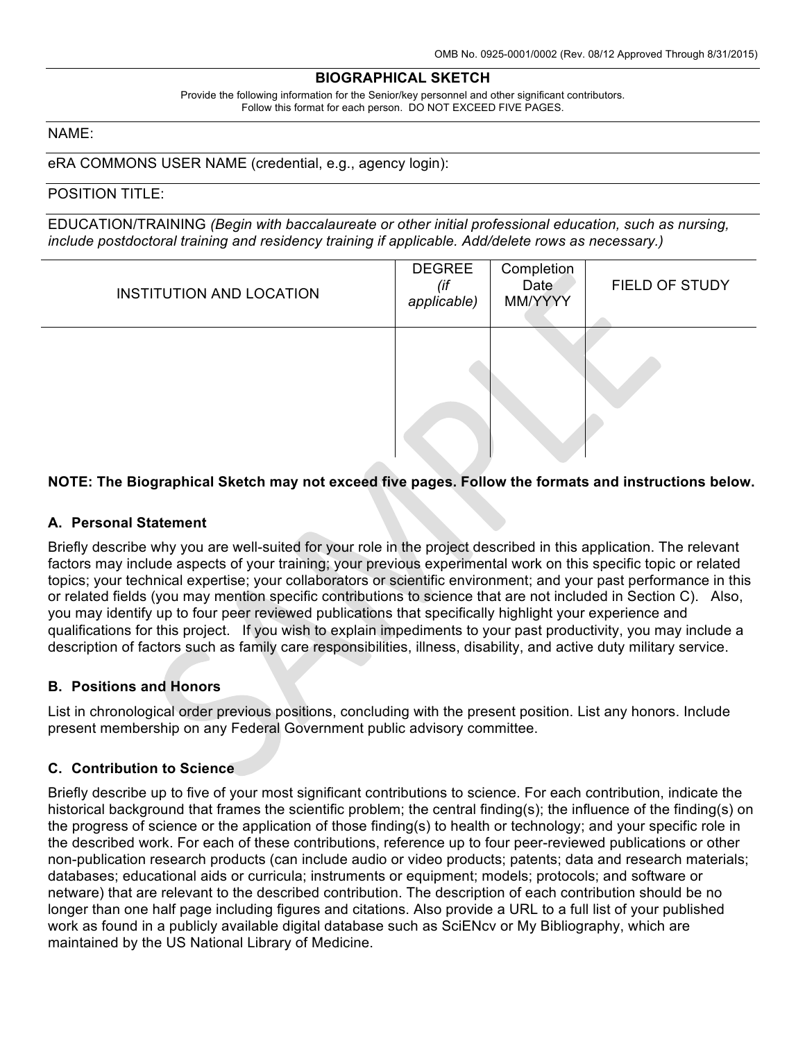OMB No. 0925-0001/0002 (Rev. 08/12 Approved Through 8/31/2015)

# BIOGRAPHICAL SKETCH

Provide the following information for the Senior/key personnel and other significant contributors.
Follow this format for each person. DO NOT EXCEED FIVE PAGES.

NAME:

eRA COMMONS USER NAME (credential, e.g., agency login):

POSITION TITLE:

EDUCATION/TRAINING *(Begin with baccalaureate or other initial professional education, such as nursing, include postdoctoral training and residency training if applicable. Add/delete rows as necessary.)*

| INSTITUTION AND LOCATION | DEGREE *(if applicable)* | Completion Date MM/YYYY | FIELD OF STUDY |
|---|---|---|---|
| | | | |

**NOTE: The Biographical Sketch may not exceed five pages. Follow the formats and instructions below.**

## A. Personal Statement

Briefly describe why you are well-suited for your role in the project described in this application. The relevant factors may include aspects of your training; your previous experimental work on this specific topic or related topics; your technical expertise; your collaborators or scientific environment; and your past performance in this or related fields (you may mention specific contributions to science that are not included in Section C). Also, you may identify up to four peer reviewed publications that specifically highlight your experience and qualifications for this project. If you wish to explain impediments to your past productivity, you may include a description of factors such as family care responsibilities, illness, disability, and active duty military service.

## B. Positions and Honors

List in chronological order previous positions, concluding with the present position. List any honors. Include present membership on any Federal Government public advisory committee.

## C. Contribution to Science

Briefly describe up to five of your most significant contributions to science. For each contribution, indicate the historical background that frames the scientific problem; the central finding(s); the influence of the finding(s) on the progress of science or the application of those finding(s) to health or technology; and your specific role in the described work. For each of these contributions, reference up to four peer-reviewed publications or other non-publication research products (can include audio or video products; patents; data and research materials; databases; educational aids or curricula; instruments or equipment; models; protocols; and software or netware) that are relevant to the described contribution. The description of each contribution should be no longer than one half page including figures and citations. Also provide a URL to a full list of your published work as found in a publicly available digital database such as SciENcv or My Bibliography, which are maintained by the US National Library of Medicine.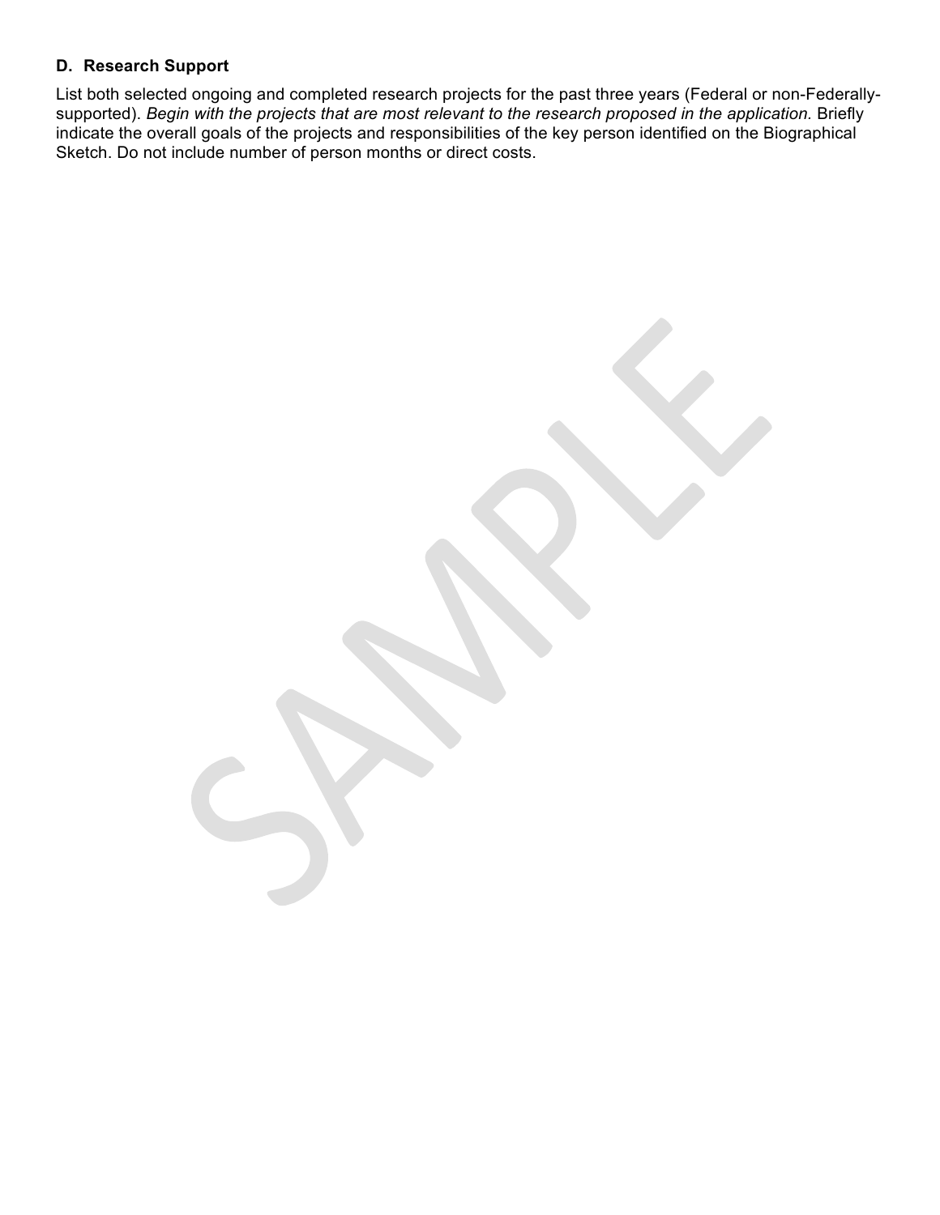### D. Research Support

List both selected ongoing and completed research projects for the past three years (Federal or non-Federally-supported). *Begin with the projects that are most relevant to the research proposed in the application.* Briefly indicate the overall goals of the projects and responsibilities of the key person identified on the Biographical Sketch. Do not include number of person months or direct costs.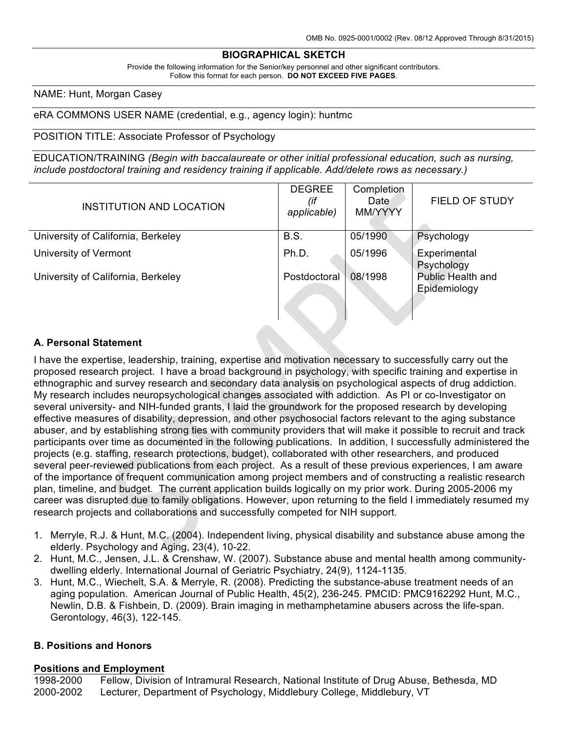OMB No. 0925-0001/0002 (Rev. 08/12 Approved Through 8/31/2015)

## BIOGRAPHICAL SKETCH

Provide the following information for the Senior/key personnel and other significant contributors.
Follow this format for each person. **DO NOT EXCEED FIVE PAGES**.

NAME: Hunt, Morgan Casey

eRA COMMONS USER NAME (credential, e.g., agency login): huntmc

POSITION TITLE: Associate Professor of Psychology

EDUCATION/TRAINING *(Begin with baccalaureate or other initial professional education, such as nursing, include postdoctoral training and residency training if applicable. Add/delete rows as necessary.)*

| INSTITUTION AND LOCATION | DEGREE *(if applicable)* | Completion Date MM/YYYY | FIELD OF STUDY |
|---|---|---|---|
| University of California, Berkeley | B.S. | 05/1990 | Psychology |
| University of Vermont | Ph.D. | 05/1996 | Experimental Psychology |
| University of California, Berkeley | Postdoctoral | 08/1998 | Public Health and Epidemiology |

### A. Personal Statement

I have the expertise, leadership, training, expertise and motivation necessary to successfully carry out the proposed research project. I have a broad background in psychology, with specific training and expertise in ethnographic and survey research and secondary data analysis on psychological aspects of drug addiction. My research includes neuropsychological changes associated with addiction. As PI or co-Investigator on several university- and NIH-funded grants, I laid the groundwork for the proposed research by developing effective measures of disability, depression, and other psychosocial factors relevant to the aging substance abuser, and by establishing strong ties with community providers that will make it possible to recruit and track participants over time as documented in the following publications. In addition, I successfully administered the projects (e.g. staffing, research protections, budget), collaborated with other researchers, and produced several peer-reviewed publications from each project. As a result of these previous experiences, I am aware of the importance of frequent communication among project members and of constructing a realistic research plan, timeline, and budget. The current application builds logically on my prior work. During 2005-2006 my career was disrupted due to family obligations. However, upon returning to the field I immediately resumed my research projects and collaborations and successfully competed for NIH support.

1. Merryle, R.J. & Hunt, M.C. (2004). Independent living, physical disability and substance abuse among the elderly. Psychology and Aging, 23(4), 10-22.
2. Hunt, M.C., Jensen, J.L. & Crenshaw, W. (2007). Substance abuse and mental health among community-dwelling elderly. International Journal of Geriatric Psychiatry, 24(9), 1124-1135.
3. Hunt, M.C., Wiechelt, S.A. & Merryle, R. (2008). Predicting the substance-abuse treatment needs of an aging population. American Journal of Public Health, 45(2), 236-245. PMCID: PMC9162292 Hunt, M.C., Newlin, D.B. & Fishbein, D. (2009). Brain imaging in methamphetamine abusers across the life-span. Gerontology, 46(3), 122-145.

### B. Positions and Honors

**Positions and Employment**

1998-2000 Fellow, Division of Intramural Research, National Institute of Drug Abuse, Bethesda, MD
2000-2002 Lecturer, Department of Psychology, Middlebury College, Middlebury, VT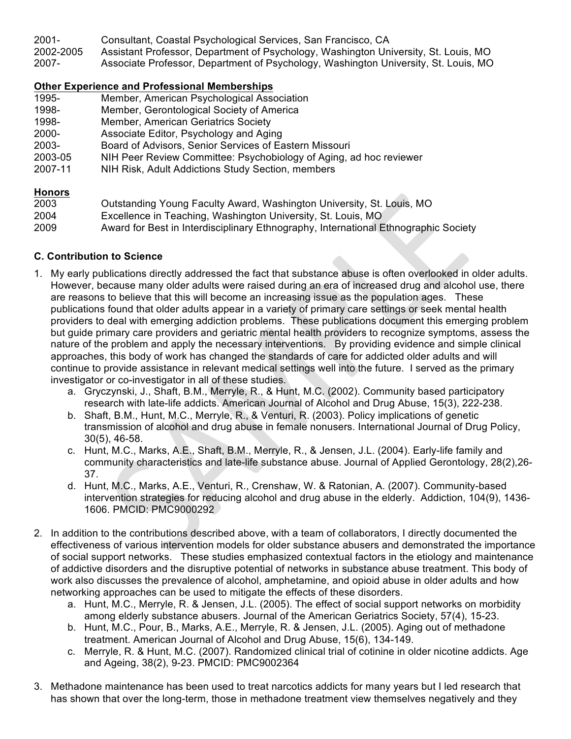2001- Consultant, Coastal Psychological Services, San Francisco, CA
2002-2005 Assistant Professor, Department of Psychology, Washington University, St. Louis, MO
2007- Associate Professor, Department of Psychology, Washington University, St. Louis, MO

**Other Experience and Professional Memberships**

1995- Member, American Psychological Association
1998- Member, Gerontological Society of America
1998- Member, American Geriatrics Society
2000- Associate Editor, Psychology and Aging
2003- Board of Advisors, Senior Services of Eastern Missouri
2003-05 NIH Peer Review Committee: Psychobiology of Aging, ad hoc reviewer
2007-11 NIH Risk, Adult Addictions Study Section, members

**Honors**

2003 Outstanding Young Faculty Award, Washington University, St. Louis, MO
2004 Excellence in Teaching, Washington University, St. Louis, MO
2009 Award for Best in Interdisciplinary Ethnography, International Ethnographic Society

**C. Contribution to Science**

1. My early publications directly addressed the fact that substance abuse is often overlooked in older adults. However, because many older adults were raised during an era of increased drug and alcohol use, there are reasons to believe that this will become an increasing issue as the population ages. These publications found that older adults appear in a variety of primary care settings or seek mental health providers to deal with emerging addiction problems. These publications document this emerging problem but guide primary care providers and geriatric mental health providers to recognize symptoms, assess the nature of the problem and apply the necessary interventions. By providing evidence and simple clinical approaches, this body of work has changed the standards of care for addicted older adults and will continue to provide assistance in relevant medical settings well into the future. I served as the primary investigator or co-investigator in all of these studies.
   a. Gryczynski, J., Shaft, B.M., Merryle, R., & Hunt, M.C. (2002). Community based participatory research with late-life addicts. American Journal of Alcohol and Drug Abuse, 15(3), 222-238.
   b. Shaft, B.M., Hunt, M.C., Merryle, R., & Venturi, R. (2003). Policy implications of genetic transmission of alcohol and drug abuse in female nonusers. International Journal of Drug Policy, 30(5), 46-58.
   c. Hunt, M.C., Marks, A.E., Shaft, B.M., Merryle, R., & Jensen, J.L. (2004). Early-life family and community characteristics and late-life substance abuse. Journal of Applied Gerontology, 28(2),26-37.
   d. Hunt, M.C., Marks, A.E., Venturi, R., Crenshaw, W. & Ratonian, A. (2007). Community-based intervention strategies for reducing alcohol and drug abuse in the elderly. Addiction, 104(9), 1436-1606. PMCID: PMC9000292

2. In addition to the contributions described above, with a team of collaborators, I directly documented the effectiveness of various intervention models for older substance abusers and demonstrated the importance of social support networks. These studies emphasized contextual factors in the etiology and maintenance of addictive disorders and the disruptive potential of networks in substance abuse treatment. This body of work also discusses the prevalence of alcohol, amphetamine, and opioid abuse in older adults and how networking approaches can be used to mitigate the effects of these disorders.
   a. Hunt, M.C., Merryle, R. & Jensen, J.L. (2005). The effect of social support networks on morbidity among elderly substance abusers. Journal of the American Geriatrics Society, 57(4), 15-23.
   b. Hunt, M.C., Pour, B., Marks, A.E., Merryle, R. & Jensen, J.L. (2005). Aging out of methadone treatment. American Journal of Alcohol and Drug Abuse, 15(6), 134-149.
   c. Merryle, R. & Hunt, M.C. (2007). Randomized clinical trial of cotinine in older nicotine addicts. Age and Ageing, 38(2), 9-23. PMCID: PMC9002364

3. Methadone maintenance has been used to treat narcotics addicts for many years but I led research that has shown that over the long-term, those in methadone treatment view themselves negatively and they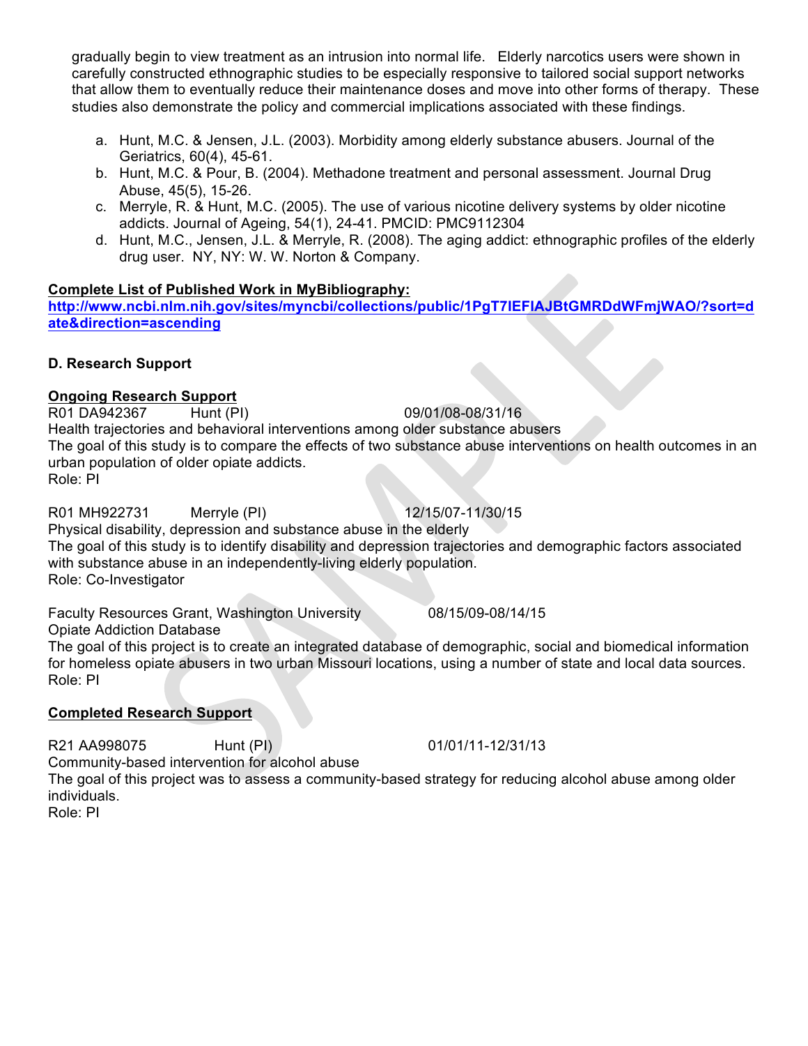gradually begin to view treatment as an intrusion into normal life. Elderly narcotics users were shown in carefully constructed ethnographic studies to be especially responsive to tailored social support networks that allow them to eventually reduce their maintenance doses and move into other forms of therapy. These studies also demonstrate the policy and commercial implications associated with these findings.

a. Hunt, M.C. & Jensen, J.L. (2003). Morbidity among elderly substance abusers. Journal of the Geriatrics, 60(4), 45-61.
b. Hunt, M.C. & Pour, B. (2004). Methadone treatment and personal assessment. Journal Drug Abuse, 45(5), 15-26.
c. Merryle, R. & Hunt, M.C. (2005). The use of various nicotine delivery systems by older nicotine addicts. Journal of Ageing, 54(1), 24-41. PMCID: PMC9112304
d. Hunt, M.C., Jensen, J.L. & Merryle, R. (2008). The aging addict: ethnographic profiles of the elderly drug user. NY, NY: W. W. Norton & Company.

**Complete List of Published Work in MyBibliography:**
**http://www.ncbi.nlm.nih.gov/sites/myncbi/collections/public/1PgT7IEFIAJBtGMRDdWFmjWAO/?sort=date&direction=ascending**

**D. Research Support**

**Ongoing Research Support**

R01 DA942367 Hunt (PI) 09/01/08-08/31/16
Health trajectories and behavioral interventions among older substance abusers
The goal of this study is to compare the effects of two substance abuse interventions on health outcomes in an urban population of older opiate addicts.
Role: PI

R01 MH922731 Merryle (PI) 12/15/07-11/30/15
Physical disability, depression and substance abuse in the elderly
The goal of this study is to identify disability and depression trajectories and demographic factors associated with substance abuse in an independently-living elderly population.
Role: Co-Investigator

Faculty Resources Grant, Washington University 08/15/09-08/14/15
Opiate Addiction Database
The goal of this project is to create an integrated database of demographic, social and biomedical information for homeless opiate abusers in two urban Missouri locations, using a number of state and local data sources.
Role: PI

**Completed Research Support**

R21 AA998075 Hunt (PI) 01/01/11-12/31/13
Community-based intervention for alcohol abuse
The goal of this project was to assess a community-based strategy for reducing alcohol abuse among older individuals.
Role: PI